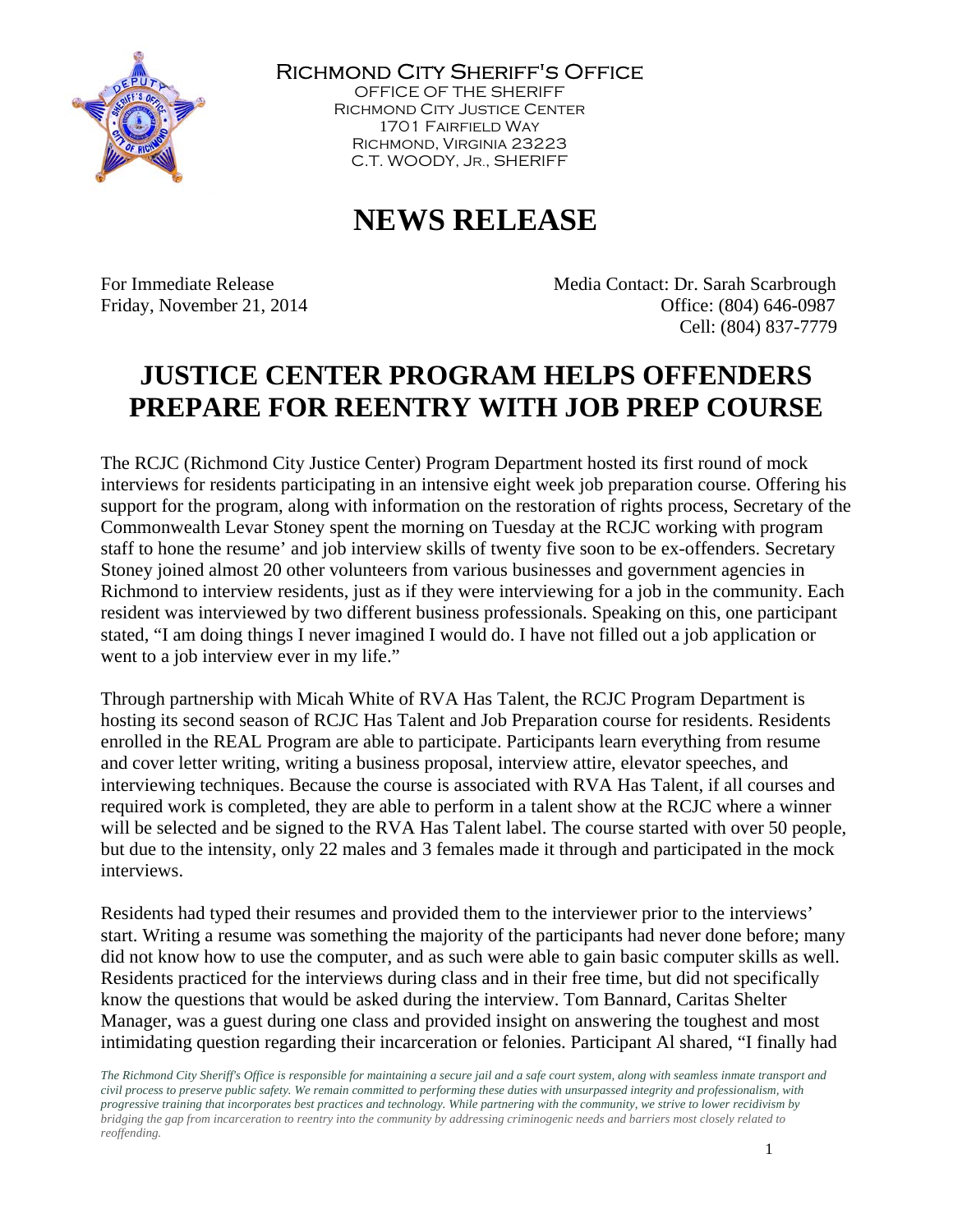Richmond City Sheriff's Office
OFFICE OF THE SHERIFF
Richmond City Justice Center
1701 Fairfield Way
Richmond, Virginia 23223
C.T. WOODY, Jr., SHERIFF

# NEWS RELEASE

For Immediate Release
Friday, November 21, 2014

Media Contact: Dr. Sarah Scarbrough
Office: (804) 646-0987
Cell: (804) 837-7779

## JUSTICE CENTER PROGRAM HELPS OFFENDERS PREPARE FOR REENTRY WITH JOB PREP COURSE

The RCJC (Richmond City Justice Center) Program Department hosted its first round of mock interviews for residents participating in an intensive eight week job preparation course. Offering his support for the program, along with information on the restoration of rights process, Secretary of the Commonwealth Levar Stoney spent the morning on Tuesday at the RCJC working with program staff to hone the resume' and job interview skills of twenty five soon to be ex-offenders. Secretary Stoney joined almost 20 other volunteers from various businesses and government agencies in Richmond to interview residents, just as if they were interviewing for a job in the community. Each resident was interviewed by two different business professionals. Speaking on this, one participant stated, "I am doing things I never imagined I would do. I have not filled out a job application or went to a job interview ever in my life."

Through partnership with Micah White of RVA Has Talent, the RCJC Program Department is hosting its second season of RCJC Has Talent and Job Preparation course for residents. Residents enrolled in the REAL Program are able to participate. Participants learn everything from resume and cover letter writing, writing a business proposal, interview attire, elevator speeches, and interviewing techniques. Because the course is associated with RVA Has Talent, if all courses and required work is completed, they are able to perform in a talent show at the RCJC where a winner will be selected and be signed to the RVA Has Talent label. The course started with over 50 people, but due to the intensity, only 22 males and 3 females made it through and participated in the mock interviews.

Residents had typed their resumes and provided them to the interviewer prior to the interviews' start. Writing a resume was something the majority of the participants had never done before; many did not know how to use the computer, and as such were able to gain basic computer skills as well. Residents practiced for the interviews during class and in their free time, but did not specifically know the questions that would be asked during the interview. Tom Bannard, Caritas Shelter Manager, was a guest during one class and provided insight on answering the toughest and most intimidating question regarding their incarceration or felonies. Participant Al shared, "I finally had

*The Richmond City Sheriff's Office is responsible for maintaining a secure jail and a safe court system, along with seamless inmate transport and civil process to preserve public safety. We remain committed to performing these duties with unsurpassed integrity and professionalism, with progressive training that incorporates best practices and technology. While partnering with the community, we strive to lower recidivism by bridging the gap from incarceration to reentry into the community by addressing criminogenic needs and barriers most closely related to reoffending.*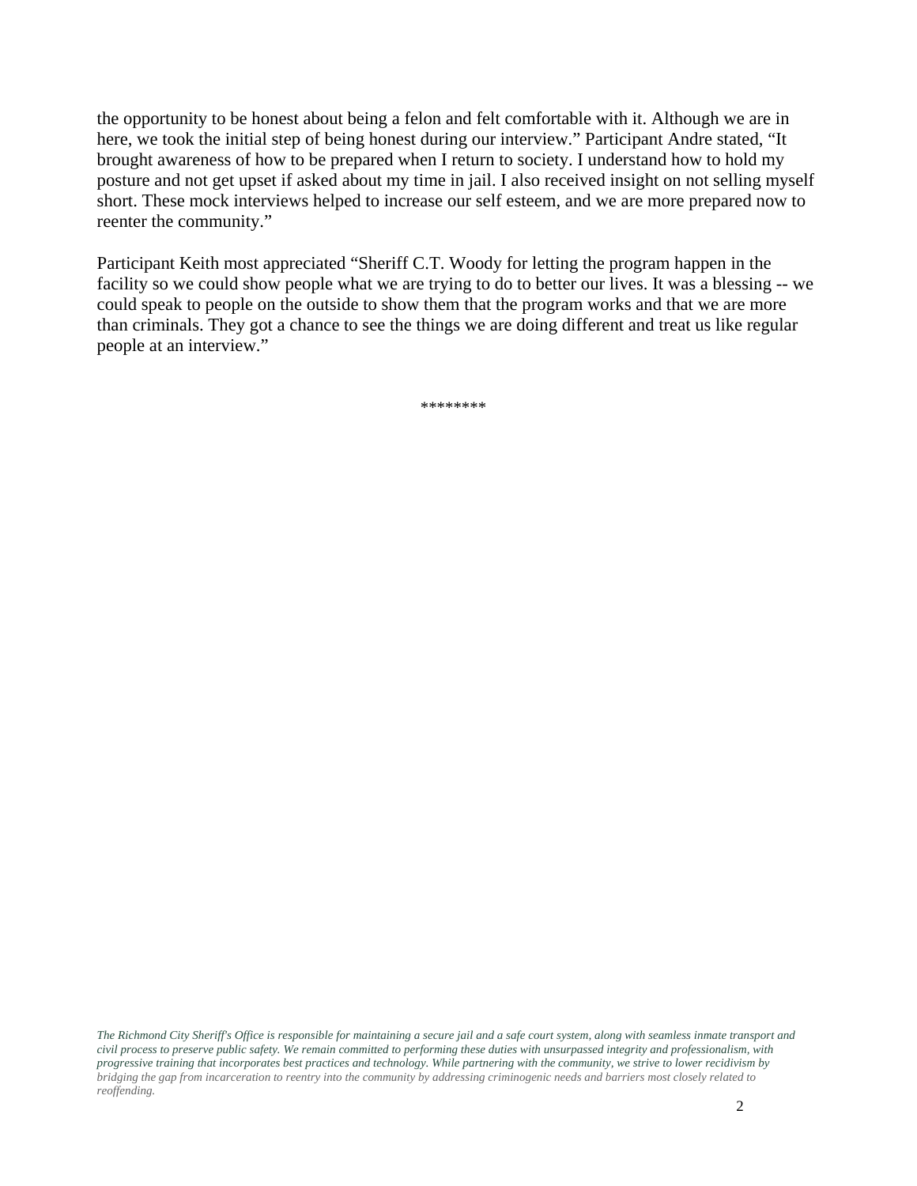the opportunity to be honest about being a felon and felt comfortable with it. Although we are in here, we took the initial step of being honest during our interview." Participant Andre stated, "It brought awareness of how to be prepared when I return to society. I understand how to hold my posture and not get upset if asked about my time in jail. I also received insight on not selling myself short. These mock interviews helped to increase our self esteem, and we are more prepared now to reenter the community."

Participant Keith most appreciated "Sheriff C.T. Woody for letting the program happen in the facility so we could show people what we are trying to do to better our lives. It was a blessing -- we could speak to people on the outside to show them that the program works and that we are more than criminals. They got a chance to see the things we are doing different and treat us like regular people at an interview."

********

*The Richmond City Sheriff's Office is responsible for maintaining a secure jail and a safe court system, along with seamless inmate transport and civil process to preserve public safety. We remain committed to performing these duties with unsurpassed integrity and professionalism, with progressive training that incorporates best practices and technology. While partnering with the community, we strive to lower recidivism by bridging the gap from incarceration to reentry into the community by addressing criminogenic needs and barriers most closely related to reoffending.*